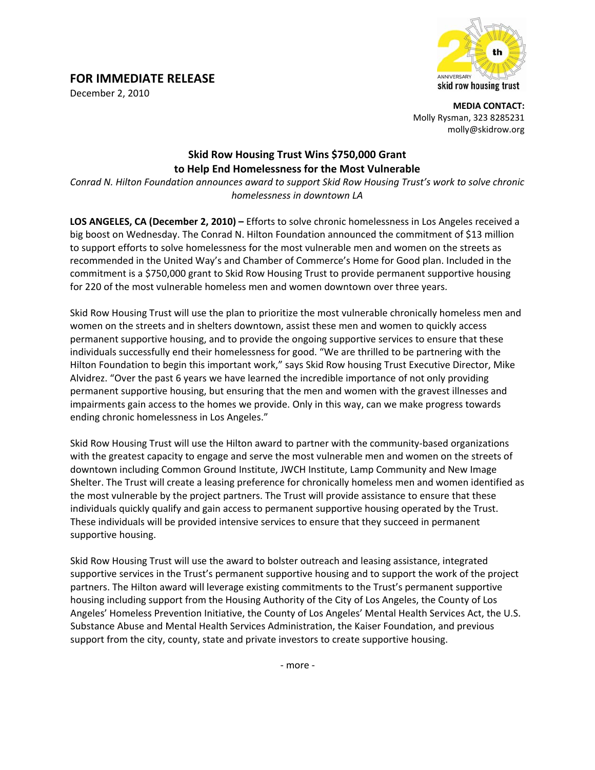**FOR IMMEDIATE RELEASE**
December 2, 2010

20th ANNIVERSARY skid row housing trust

**MEDIA CONTACT:**
Molly Rysman, 323 8285231
molly@skidrow.org

## Skid Row Housing Trust Wins $750,000 Grant to Help End Homelessness for the Most Vulnerable

*Conrad N. Hilton Foundation announces award to support Skid Row Housing Trust's work to solve chronic homelessness in downtown LA*

**LOS ANGELES, CA (December 2, 2010) –** Efforts to solve chronic homelessness in Los Angeles received a big boost on Wednesday. The Conrad N. Hilton Foundation announced the commitment of $13 million to support efforts to solve homelessness for the most vulnerable men and women on the streets as recommended in the United Way's and Chamber of Commerce's Home for Good plan. Included in the commitment is a $750,000 grant to Skid Row Housing Trust to provide permanent supportive housing for 220 of the most vulnerable homeless men and women downtown over three years.

Skid Row Housing Trust will use the plan to prioritize the most vulnerable chronically homeless men and women on the streets and in shelters downtown, assist these men and women to quickly access permanent supportive housing, and to provide the ongoing supportive services to ensure that these individuals successfully end their homelessness for good. "We are thrilled to be partnering with the Hilton Foundation to begin this important work," says Skid Row housing Trust Executive Director, Mike Alvidrez. "Over the past 6 years we have learned the incredible importance of not only providing permanent supportive housing, but ensuring that the men and women with the gravest illnesses and impairments gain access to the homes we provide. Only in this way, can we make progress towards ending chronic homelessness in Los Angeles."

Skid Row Housing Trust will use the Hilton award to partner with the community-based organizations with the greatest capacity to engage and serve the most vulnerable men and women on the streets of downtown including Common Ground Institute, JWCH Institute, Lamp Community and New Image Shelter. The Trust will create a leasing preference for chronically homeless men and women identified as the most vulnerable by the project partners. The Trust will provide assistance to ensure that these individuals quickly qualify and gain access to permanent supportive housing operated by the Trust. These individuals will be provided intensive services to ensure that they succeed in permanent supportive housing.

Skid Row Housing Trust will use the award to bolster outreach and leasing assistance, integrated supportive services in the Trust's permanent supportive housing and to support the work of the project partners. The Hilton award will leverage existing commitments to the Trust's permanent supportive housing including support from the Housing Authority of the City of Los Angeles, the County of Los Angeles' Homeless Prevention Initiative, the County of Los Angeles' Mental Health Services Act, the U.S. Substance Abuse and Mental Health Services Administration, the Kaiser Foundation, and previous support from the city, county, state and private investors to create supportive housing.

- more -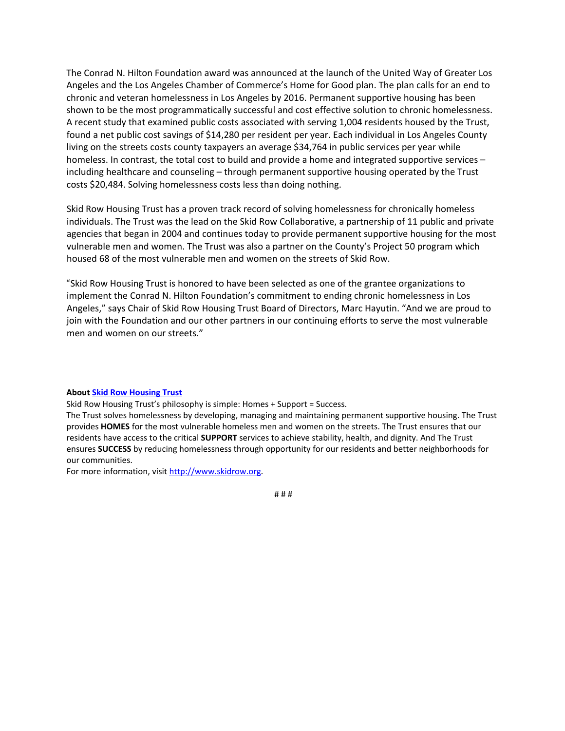The Conrad N. Hilton Foundation award was announced at the launch of the United Way of Greater Los Angeles and the Los Angeles Chamber of Commerce's Home for Good plan. The plan calls for an end to chronic and veteran homelessness in Los Angeles by 2016. Permanent supportive housing has been shown to be the most programmatically successful and cost effective solution to chronic homelessness. A recent study that examined public costs associated with serving 1,004 residents housed by the Trust, found a net public cost savings of $14,280 per resident per year. Each individual in Los Angeles County living on the streets costs county taxpayers an average $34,764 in public services per year while homeless. In contrast, the total cost to build and provide a home and integrated supportive services – including healthcare and counseling – through permanent supportive housing operated by the Trust costs $20,484. Solving homelessness costs less than doing nothing.

Skid Row Housing Trust has a proven track record of solving homelessness for chronically homeless individuals. The Trust was the lead on the Skid Row Collaborative, a partnership of 11 public and private agencies that began in 2004 and continues today to provide permanent supportive housing for the most vulnerable men and women. The Trust was also a partner on the County's Project 50 program which housed 68 of the most vulnerable men and women on the streets of Skid Row.

"Skid Row Housing Trust is honored to have been selected as one of the grantee organizations to implement the Conrad N. Hilton Foundation's commitment to ending chronic homelessness in Los Angeles," says Chair of Skid Row Housing Trust Board of Directors, Marc Hayutin. "And we are proud to join with the Foundation and our other partners in our continuing efforts to serve the most vulnerable men and women on our streets."

**About [Skid Row Housing Trust](http://www.skidrow.org)**

Skid Row Housing Trust's philosophy is simple: Homes + Support = Success.

The Trust solves homelessness by developing, managing and maintaining permanent supportive housing. The Trust provides **HOMES** for the most vulnerable homeless men and women on the streets. The Trust ensures that our residents have access to the critical **SUPPORT** services to achieve stability, health, and dignity. And The Trust ensures **SUCCESS** by reducing homelessness through opportunity for our residents and better neighborhoods for our communities.

For more information, visit [http://www.skidrow.org](http://www.skidrow.org).

# # #